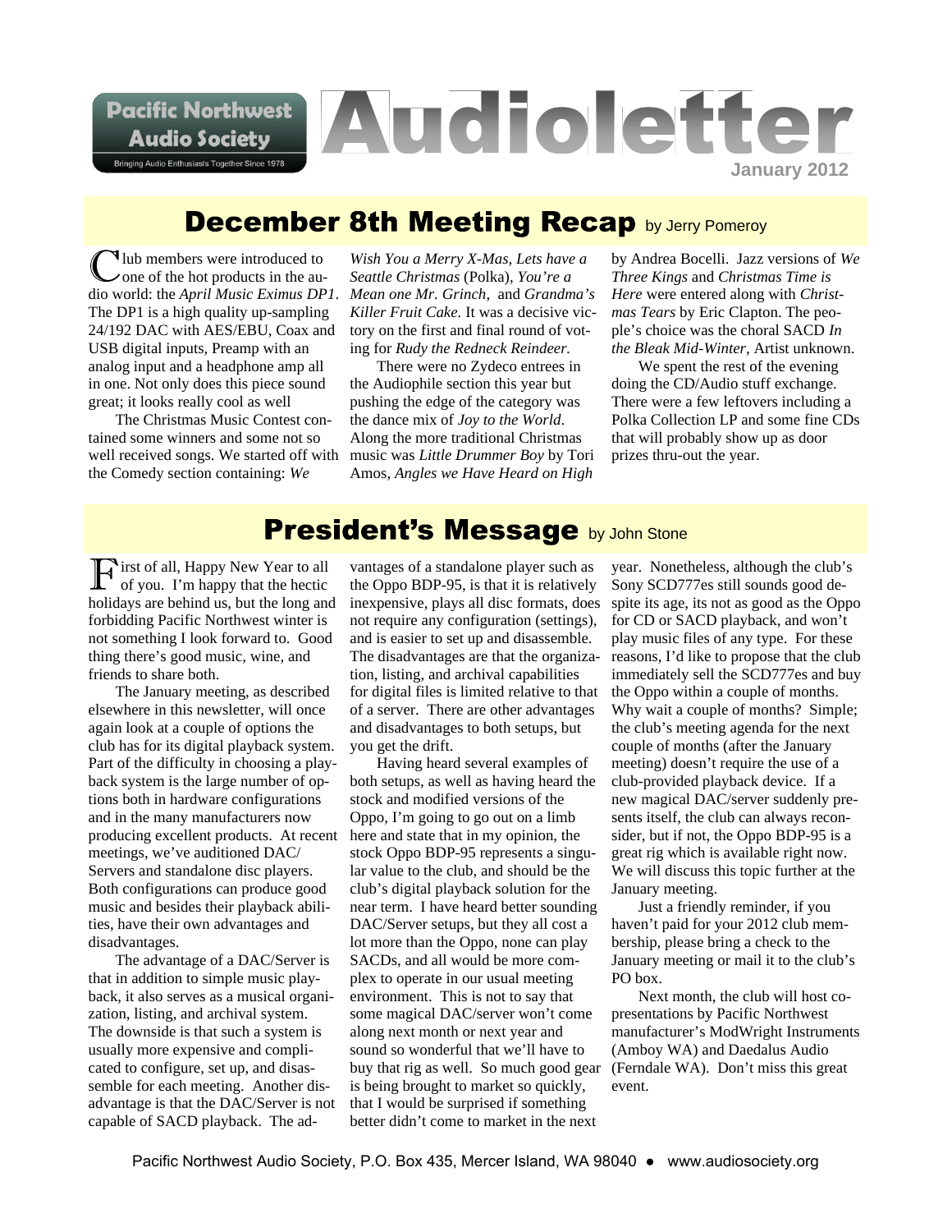# Audioletter

Pacific Northwest Audio Society

Bringing Audio Enthusiasts Together Since 1978

January 2012

## December 8th Meeting Recap by Jerry Pomeroy

Club members were introduced to one of the hot products in the audio world: the *April Music Eximus DP1*. The DP1 is a high quality up-sampling 24/192 DAC with AES/EBU, Coax and USB digital inputs, Preamp with an analog input and a headphone amp all in one. Not only does this piece sound great; it looks really cool as well

The Christmas Music Contest contained some winners and some not so well received songs. We started off with the Comedy section containing: *We Wish You a Merry X-Mas, Lets have a Seattle Christmas* (Polka), *You're a Mean one Mr. Grinch*, and *Grandma's Killer Fruit Cake.* It was a decisive victory on the first and final round of voting for *Rudy the Redneck Reindeer.*

There were no Zydeco entrees in the Audiophile section this year but pushing the edge of the category was the dance mix of *Joy to the World*. Along the more traditional Christmas music was *Little Drummer Boy* by Tori Amos, *Angles we Have Heard on High* by Andrea Bocelli. Jazz versions of *We Three Kings* and *Christmas Time is Here* were entered along with *Christmas Tears* by Eric Clapton. The people's choice was the choral SACD *In the Bleak Mid-Winter*, Artist unknown.

We spent the rest of the evening doing the CD/Audio stuff exchange. There were a few leftovers including a Polka Collection LP and some fine CDs that will probably show up as door prizes thru-out the year.

## President's Message by John Stone

First of all, Happy New Year to all of you. I'm happy that the hectic holidays are behind us, but the long and forbidding Pacific Northwest winter is not something I look forward to. Good thing there's good music, wine, and friends to share both.

The January meeting, as described elsewhere in this newsletter, will once again look at a couple of options the club has for its digital playback system. Part of the difficulty in choosing a playback system is the large number of options both in hardware configurations and in the many manufacturers now producing excellent products. At recent meetings, we've auditioned DAC/ Servers and standalone disc players. Both configurations can produce good music and besides their playback abilities, have their own advantages and disadvantages.

The advantage of a DAC/Server is that in addition to simple music playback, it also serves as a musical organization, listing, and archival system. The downside is that such a system is usually more expensive and complicated to configure, set up, and disassemble for each meeting. Another disadvantage is that the DAC/Server is not capable of SACD playback. The advantages of a standalone player such as the Oppo BDP-95, is that it is relatively inexpensive, plays all disc formats, does not require any configuration (settings), and is easier to set up and disassemble. The disadvantages are that the organization, listing, and archival capabilities for digital files is limited relative to that of a server. There are other advantages and disadvantages to both setups, but you get the drift.

Having heard several examples of both setups, as well as having heard the stock and modified versions of the Oppo, I'm going to go out on a limb here and state that in my opinion, the stock Oppo BDP-95 represents a singular value to the club, and should be the club's digital playback solution for the near term. I have heard better sounding DAC/Server setups, but they all cost a lot more than the Oppo, none can play SACDs, and all would be more complex to operate in our usual meeting environment. This is not to say that some magical DAC/server won't come along next month or next year and sound so wonderful that we'll have to buy that rig as well. So much good gear is being brought to market so quickly, that I would be surprised if something better didn't come to market in the next year. Nonetheless, although the club's Sony SCD777es still sounds good despite its age, its not as good as the Oppo for CD or SACD playback, and won't play music files of any type. For these reasons, I'd like to propose that the club immediately sell the SCD777es and buy the Oppo within a couple of months. Why wait a couple of months? Simple; the club's meeting agenda for the next couple of months (after the January meeting) doesn't require the use of a club-provided playback device. If a new magical DAC/server suddenly presents itself, the club can always reconsider, but if not, the Oppo BDP-95 is a great rig which is available right now. We will discuss this topic further at the January meeting.

Just a friendly reminder, if you haven't paid for your 2012 club membership, please bring a check to the January meeting or mail it to the club's PO box.

Next month, the club will host co-presentations by Pacific Northwest manufacturer's ModWright Instruments (Amboy WA) and Daedalus Audio (Ferndale WA). Don't miss this great event.

Pacific Northwest Audio Society, P.O. Box 435, Mercer Island, WA 98040 ● www.audiosociety.org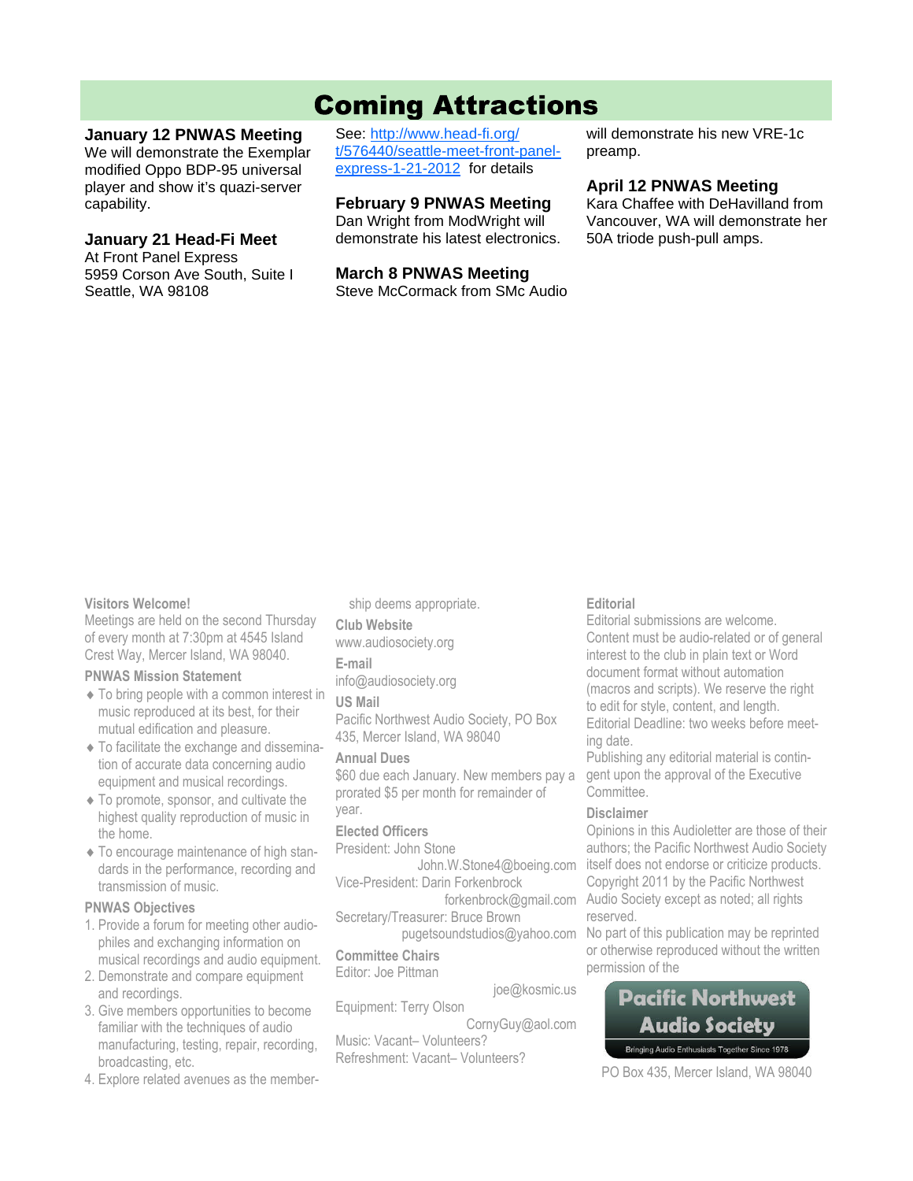# Coming Attractions

### January 12 PNWAS Meeting
We will demonstrate the Exemplar modified Oppo BDP-95 universal player and show it's quazi-server capability.

### January 21 Head-Fi Meet
At Front Panel Express
5959 Corson Ave South, Suite I
Seattle, WA 98108

See: [http://www.head-fi.org/t/576440/seattle-meet-front-panel-express-1-21-2012](http://www.head-fi.org/t/576440/seattle-meet-front-panel-express-1-21-2012) for details

### February 9 PNWAS Meeting
Dan Wright from ModWright will demonstrate his latest electronics.

### March 8 PNWAS Meeting
Steve McCormack from SMc Audio will demonstrate his new VRE-1c preamp.

### April 12 PNWAS Meeting
Kara Chaffee with DeHavilland from Vancouver, WA will demonstrate her 50A triode push-pull amps.

**Visitors Welcome!**
Meetings are held on the second Thursday of every month at 7:30pm at 4545 Island Crest Way, Mercer Island, WA 98040.

**PNWAS Mission Statement**

- To bring people with a common interest in music reproduced at its best, for their mutual edification and pleasure.
- To facilitate the exchange and dissemination of accurate data concerning audio equipment and musical recordings.
- To promote, sponsor, and cultivate the highest quality reproduction of music in the home.
- To encourage maintenance of high standards in the performance, recording and transmission of music.

**PNWAS Objectives**

1. Provide a forum for meeting other audiophiles and exchanging information on musical recordings and audio equipment.
2. Demonstrate and compare equipment and recordings.
3. Give members opportunities to become familiar with the techniques of audio manufacturing, testing, repair, recording, broadcasting, etc.
4. Explore related avenues as the membership deems appropriate.

**Club Website**
www.audiosociety.org

**E-mail**
info@audiosociety.org

**US Mail**
Pacific Northwest Audio Society, PO Box 435, Mercer Island, WA 98040

**Annual Dues**
$60 due each January. New members pay a prorated $5 per month for remainder of year.

**Elected Officers**
President: John Stone
John.W.Stone4@boeing.com
Vice-President: Darin Forkenbrock
forkenbrock@gmail.com
Secretary/Treasurer: Bruce Brown
pugetsoundstudios@yahoo.com

**Committee Chairs**
Editor: Joe Pittman
joe@kosmic.us
Equipment: Terry Olson
CornyGuy@aol.com
Music: Vacant– Volunteers?
Refreshment: Vacant– Volunteers?

**Editorial**
Editorial submissions are welcome. Content must be audio-related or of general interest to the club in plain text or Word document format without automation (macros and scripts). We reserve the right to edit for style, content, and length.
Editorial Deadline: two weeks before meeting date.
Publishing any editorial material is contingent upon the approval of the Executive Committee.

**Disclaimer**
Opinions in this Audioletter are those of their authors; the Pacific Northwest Audio Society itself does not endorse or criticize products.
Copyright 2011 by the Pacific Northwest Audio Society except as noted; all rights reserved.
No part of this publication may be reprinted or otherwise reproduced without the written permission of the

**Pacific Northwest Audio Society**
Bringing Audio Enthusiasts Together Since 1978

PO Box 435, Mercer Island, WA 98040